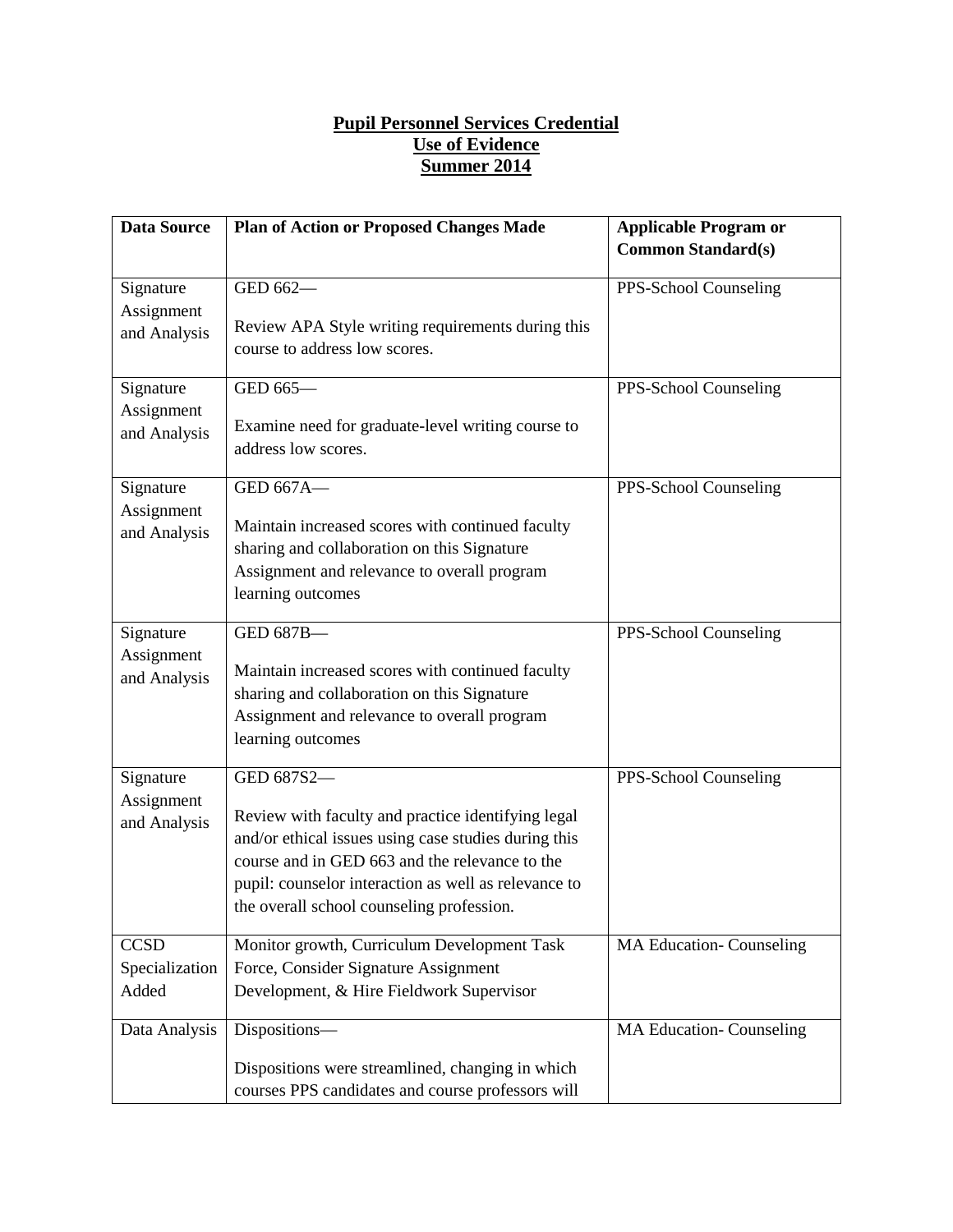**Pupil Personnel Services Credential**
**Use of Evidence**
**Summer 2014**

| Data Source | Plan of Action or Proposed Changes Made | Applicable Program or Common Standard(s) |
|---|---|---|
| Signature Assignment and Analysis | GED 662—<br><br>Review APA Style writing requirements during this course to address low scores. | PPS-School Counseling |
| Signature Assignment and Analysis | GED 665—<br><br>Examine need for graduate-level writing course to address low scores. | PPS-School Counseling |
| Signature Assignment and Analysis | GED 667A—<br><br>Maintain increased scores with continued faculty sharing and collaboration on this Signature Assignment and relevance to overall program learning outcomes | PPS-School Counseling |
| Signature Assignment and Analysis | GED 687B—<br><br>Maintain increased scores with continued faculty sharing and collaboration on this Signature Assignment and relevance to overall program learning outcomes | PPS-School Counseling |
| Signature Assignment and Analysis | GED 687S2—<br><br>Review with faculty and practice identifying legal and/or ethical issues using case studies during this course and in GED 663 and the relevance to the pupil: counselor interaction as well as relevance to the overall school counseling profession. | PPS-School Counseling |
| CCSD Specialization Added | Monitor growth, Curriculum Development Task Force, Consider Signature Assignment Development, & Hire Fieldwork Supervisor | MA Education- Counseling |
| Data Analysis | Dispositions—<br><br>Dispositions were streamlined, changing in which courses PPS candidates and course professors will | MA Education- Counseling |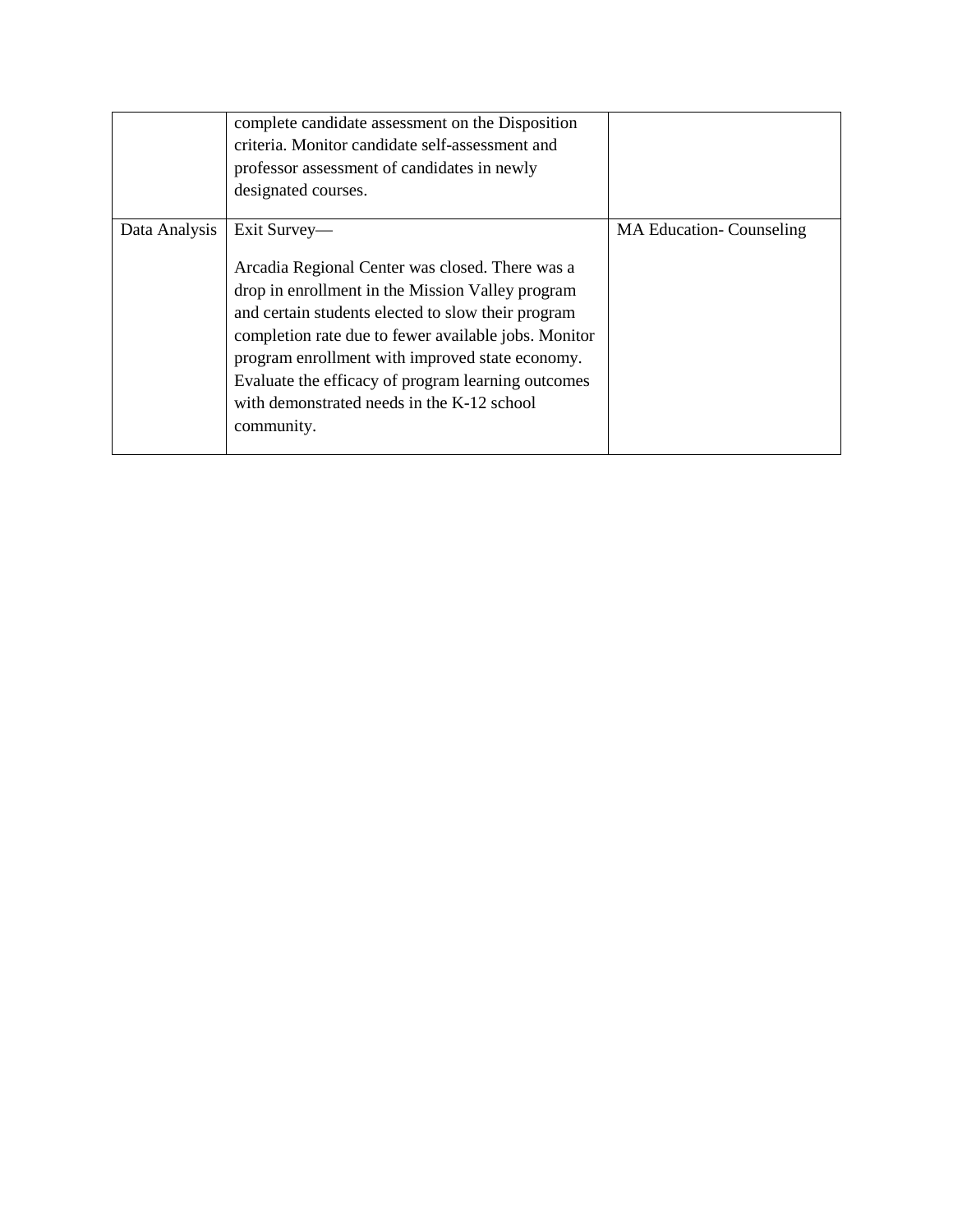| | | |
|---|---|---|
| | complete candidate assessment on the Disposition criteria. Monitor candidate self-assessment and professor assessment of candidates in newly designated courses. | |
| Data Analysis | Exit Survey—<br><br>Arcadia Regional Center was closed. There was a drop in enrollment in the Mission Valley program and certain students elected to slow their program completion rate due to fewer available jobs. Monitor program enrollment with improved state economy. Evaluate the efficacy of program learning outcomes with demonstrated needs in the K-12 school community. | MA Education- Counseling |